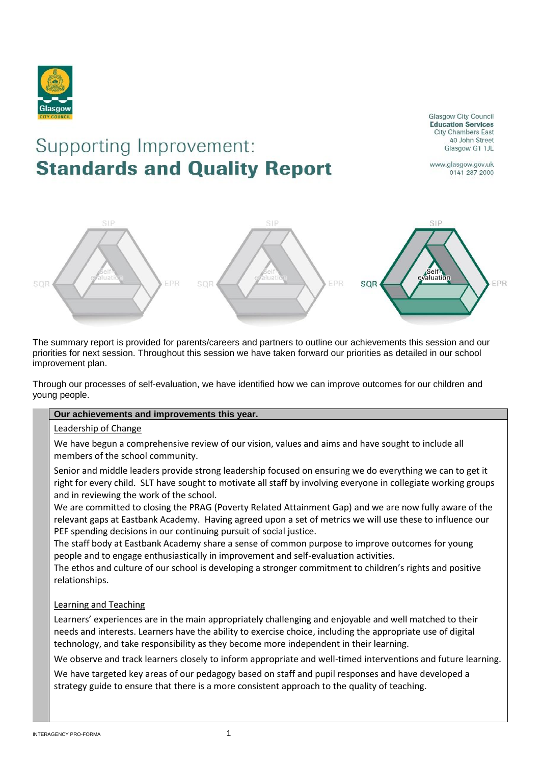Glasgow City Council
**Education Services**
City Chambers East
40 John Street
Glasgow G1 1JL

www.glasgow.gov.uk
0141 287 2000

# Supporting Improvement:
# **Standards and Quality Report**

The summary report is provided for parents/careers and partners to outline our achievements this session and our priorities for next session. Throughout this session we have taken forward our priorities as detailed in our school improvement plan.

Through our processes of self-evaluation, we have identified how we can improve outcomes for our children and young people.

## Our achievements and improvements this year.

Leadership of Change

We have begun a comprehensive review of our vision, values and aims and have sought to include all members of the school community.

Senior and middle leaders provide strong leadership focused on ensuring we do everything we can to get it right for every child. SLT have sought to motivate all staff by involving everyone in collegiate working groups and in reviewing the work of the school.

We are committed to closing the PRAG (Poverty Related Attainment Gap) and we are now fully aware of the relevant gaps at Eastbank Academy. Having agreed upon a set of metrics we will use these to influence our PEF spending decisions in our continuing pursuit of social justice.

The staff body at Eastbank Academy share a sense of common purpose to improve outcomes for young people and to engage enthusiastically in improvement and self-evaluation activities.

The ethos and culture of our school is developing a stronger commitment to children's rights and positive relationships.

Learning and Teaching

Learners' experiences are in the main appropriately challenging and enjoyable and well matched to their needs and interests. Learners have the ability to exercise choice, including the appropriate use of digital technology, and take responsibility as they become more independent in their learning.

We observe and track learners closely to inform appropriate and well-timed interventions and future learning.

We have targeted key areas of our pedagogy based on staff and pupil responses and have developed a strategy guide to ensure that there is a more consistent approach to the quality of teaching.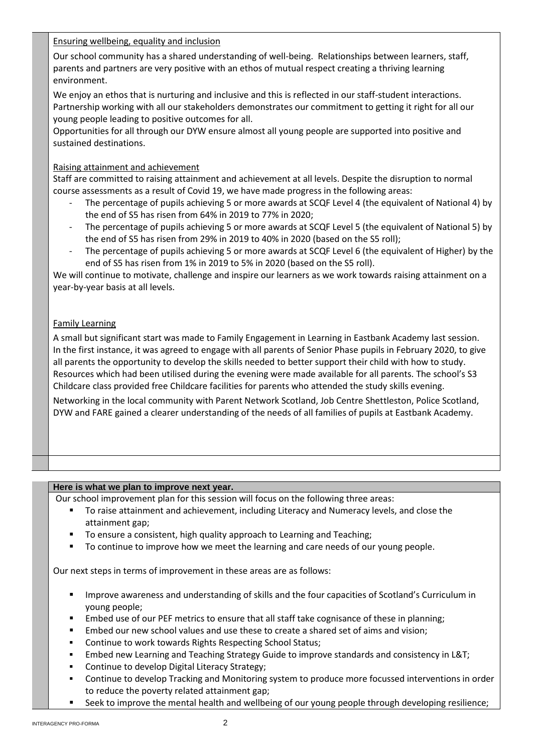Ensuring wellbeing, equality and inclusion

Our school community has a shared understanding of well-being. Relationships between learners, staff, parents and partners are very positive with an ethos of mutual respect creating a thriving learning environment.

We enjoy an ethos that is nurturing and inclusive and this is reflected in our staff-student interactions. Partnership working with all our stakeholders demonstrates our commitment to getting it right for all our young people leading to positive outcomes for all.

Opportunities for all through our DYW ensure almost all young people are supported into positive and sustained destinations.

Raising attainment and achievement

Staff are committed to raising attainment and achievement at all levels. Despite the disruption to normal course assessments as a result of Covid 19, we have made progress in the following areas:

- The percentage of pupils achieving 5 or more awards at SCQF Level 4 (the equivalent of National 4) by the end of S5 has risen from 64% in 2019 to 77% in 2020;
- The percentage of pupils achieving 5 or more awards at SCQF Level 5 (the equivalent of National 5) by the end of S5 has risen from 29% in 2019 to 40% in 2020 (based on the S5 roll);
- The percentage of pupils achieving 5 or more awards at SCQF Level 6 (the equivalent of Higher) by the end of S5 has risen from 1% in 2019 to 5% in 2020 (based on the S5 roll).

We will continue to motivate, challenge and inspire our learners as we work towards raising attainment on a year-by-year basis at all levels.

Family Learning

A small but significant start was made to Family Engagement in Learning in Eastbank Academy last session. In the first instance, it was agreed to engage with all parents of Senior Phase pupils in February 2020, to give all parents the opportunity to develop the skills needed to better support their child with how to study. Resources which had been utilised during the evening were made available for all parents. The school's S3 Childcare class provided free Childcare facilities for parents who attended the study skills evening.

Networking in the local community with Parent Network Scotland, Job Centre Shettleston, Police Scotland, DYW and FARE gained a clearer understanding of the needs of all families of pupils at Eastbank Academy.

**Here is what we plan to improve next year.**

Our school improvement plan for this session will focus on the following three areas:

- To raise attainment and achievement, including Literacy and Numeracy levels, and close the attainment gap;
- To ensure a consistent, high quality approach to Learning and Teaching;
- To continue to improve how we meet the learning and care needs of our young people.

Our next steps in terms of improvement in these areas are as follows:

- Improve awareness and understanding of skills and the four capacities of Scotland's Curriculum in young people;
- Embed use of our PEF metrics to ensure that all staff take cognisance of these in planning;
- Embed our new school values and use these to create a shared set of aims and vision;
- Continue to work towards Rights Respecting School Status;
- Embed new Learning and Teaching Strategy Guide to improve standards and consistency in L&T;
- Continue to develop Digital Literacy Strategy;
- Continue to develop Tracking and Monitoring system to produce more focussed interventions in order to reduce the poverty related attainment gap;
- Seek to improve the mental health and wellbeing of our young people through developing resilience;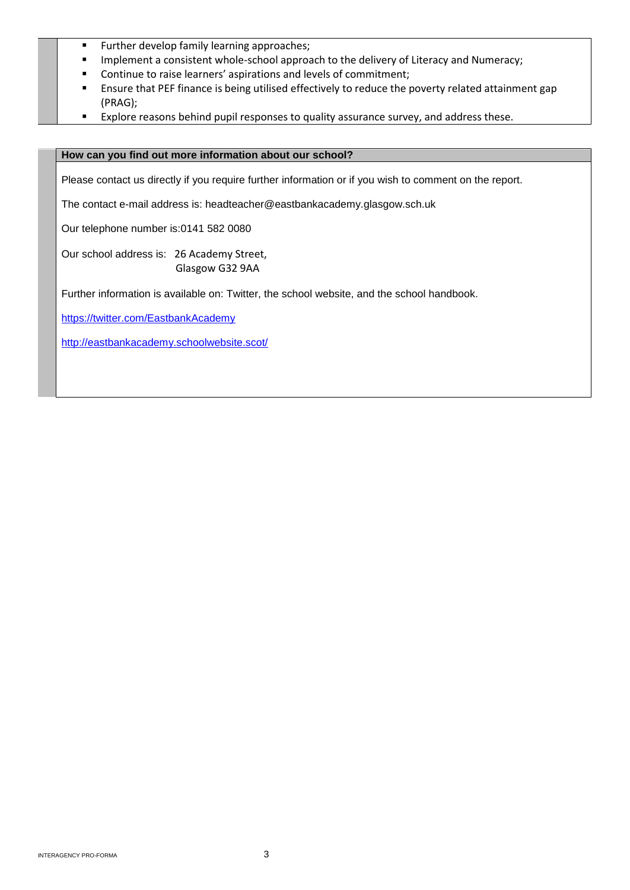- Further develop family learning approaches;
- Implement a consistent whole-school approach to the delivery of Literacy and Numeracy;
- Continue to raise learners' aspirations and levels of commitment;
- Ensure that PEF finance is being utilised effectively to reduce the poverty related attainment gap (PRAG);
- Explore reasons behind pupil responses to quality assurance survey, and address these.

**How can you find out more information about our school?**

Please contact us directly if you require further information or if you wish to comment on the report.

The contact e-mail address is: headteacher@eastbankacademy.glasgow.sch.uk

Our telephone number is:0141 582 0080

Our school address is: 26 Academy Street,
Glasgow G32 9AA

Further information is available on: Twitter, the school website, and the school handbook.

https://twitter.com/EastbankAcademy

http://eastbankacademy.schoolwebsite.scot/